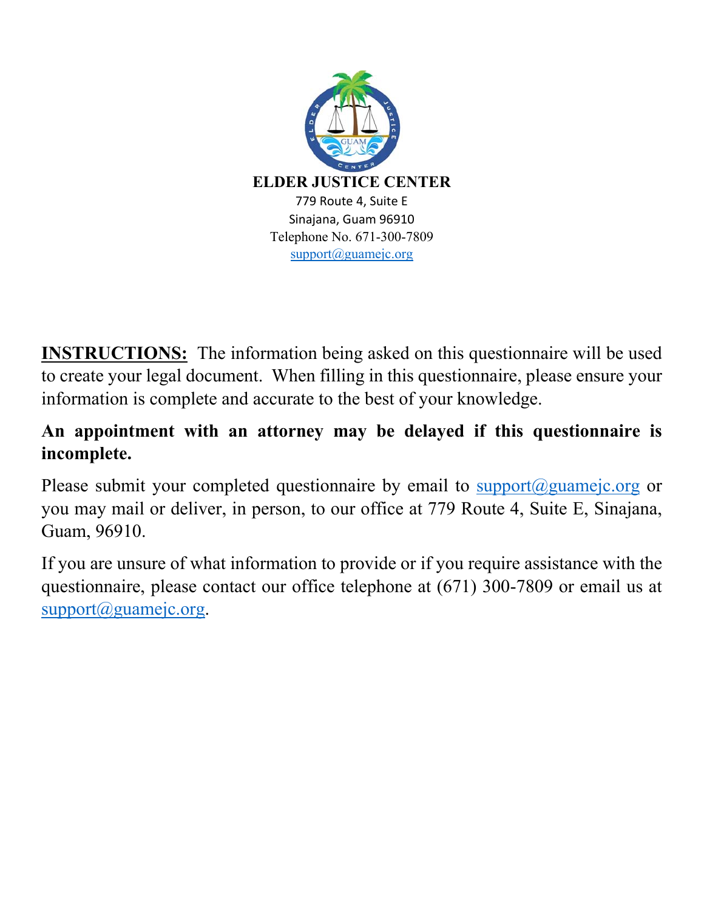# ELDER JUSTICE CENTER

779 Route 4, Suite E
Sinajana, Guam 96910
Telephone No. 671-300-7809
support@guamejc.org

**INSTRUCTIONS:** The information being asked on this questionnaire will be used to create your legal document. When filling in this questionnaire, please ensure your information is complete and accurate to the best of your knowledge.

**An appointment with an attorney may be delayed if this questionnaire is incomplete.**

Please submit your completed questionnaire by email to support@guamejc.org or you may mail or deliver, in person, to our office at 779 Route 4, Suite E, Sinajana, Guam, 96910.

If you are unsure of what information to provide or if you require assistance with the questionnaire, please contact our office telephone at (671) 300-7809 or email us at support@guamejc.org.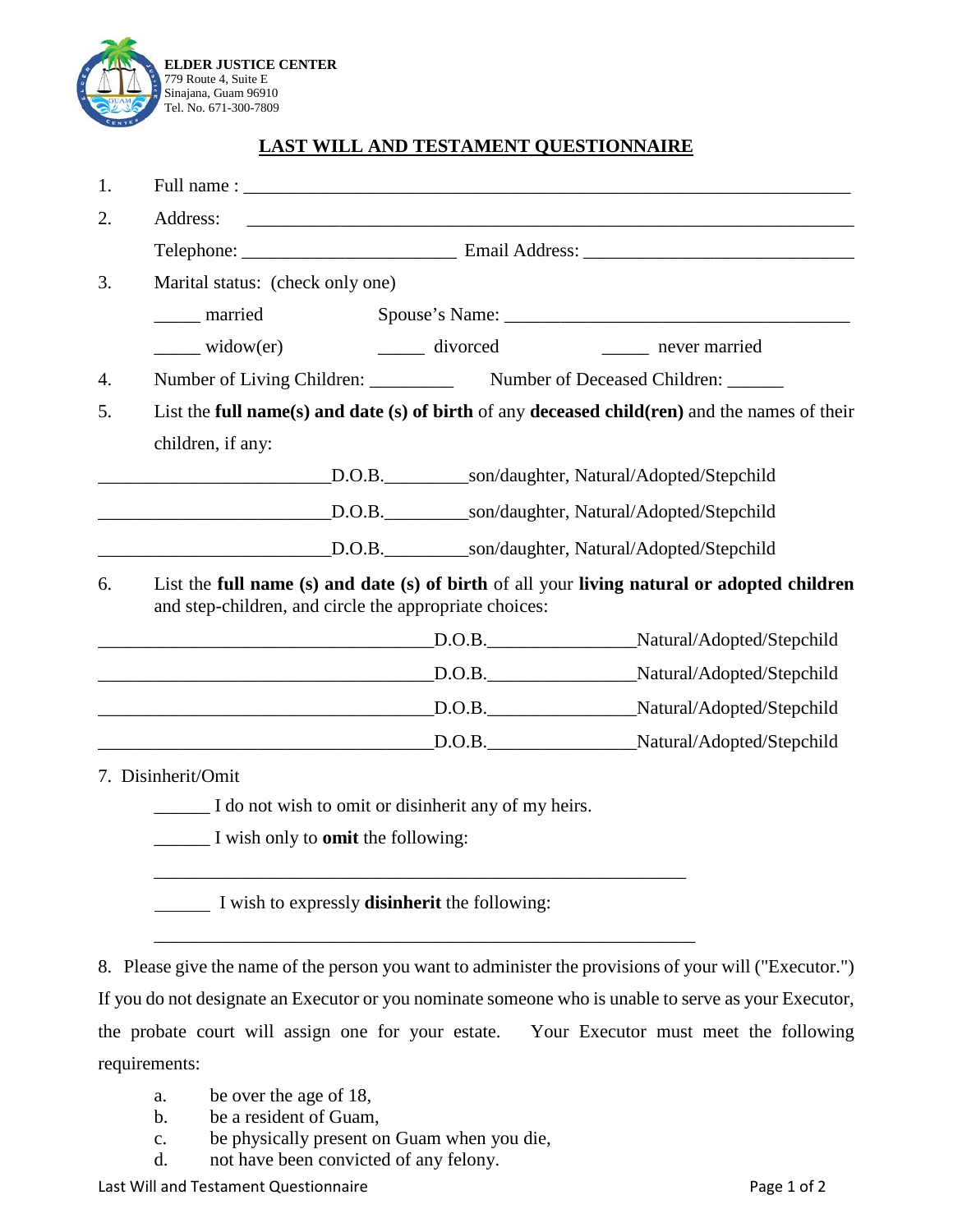**ELDER JUSTICE CENTER**
779 Route 4, Suite E
Sinajana, Guam 96910
Tel. No. 671-300-7809

# LAST WILL AND TESTAMENT QUESTIONNAIRE

1. Full name : ____________________________________________________________________

2. Address: ____________________________________________________________________

   Telephone: ________________________ Email Address: ____________________________

3. Marital status: (check only one)

   _____ married &nbsp;&nbsp;&nbsp;&nbsp; Spouse's Name: ______________________________________

   _____ widow(er) &nbsp;&nbsp;&nbsp;&nbsp; _____ divorced &nbsp;&nbsp;&nbsp;&nbsp; _____ never married

4. Number of Living Children: _________ &nbsp;&nbsp;&nbsp;&nbsp; Number of Deceased Children: ______

5. List the **full name(s) and date (s) of birth** of any **deceased child(ren)** and the names of their children, if any:

________________________D.O.B._________son/daughter, Natural/Adopted/Stepchild

________________________D.O.B._________son/daughter, Natural/Adopted/Stepchild

________________________D.O.B._________son/daughter, Natural/Adopted/Stepchild

6. List the **full name (s) and date (s) of birth** of all your **living natural or adopted children** and step-children, and circle the appropriate choices:

___________________________________D.O.B.________________Natural/Adopted/Stepchild

___________________________________D.O.B.________________Natural/Adopted/Stepchild

___________________________________D.O.B.________________Natural/Adopted/Stepchild

___________________________________D.O.B.________________Natural/Adopted/Stepchild

7. Disinherit/Omit

   ______ I do not wish to omit or disinherit any of my heirs.

   ______ I wish only to **omit** the following:

   __________________________________________________________

   ______ I wish to expressly **disinherit** the following:

   __________________________________________________________

8. Please give the name of the person you want to administer the provisions of your will ("Executor.") If you do not designate an Executor or you nominate someone who is unable to serve as your Executor, the probate court will assign one for your estate. Your Executor must meet the following requirements:

   a. be over the age of 18,
   b. be a resident of Guam,
   c. be physically present on Guam when you die,
   d. not have been convicted of any felony.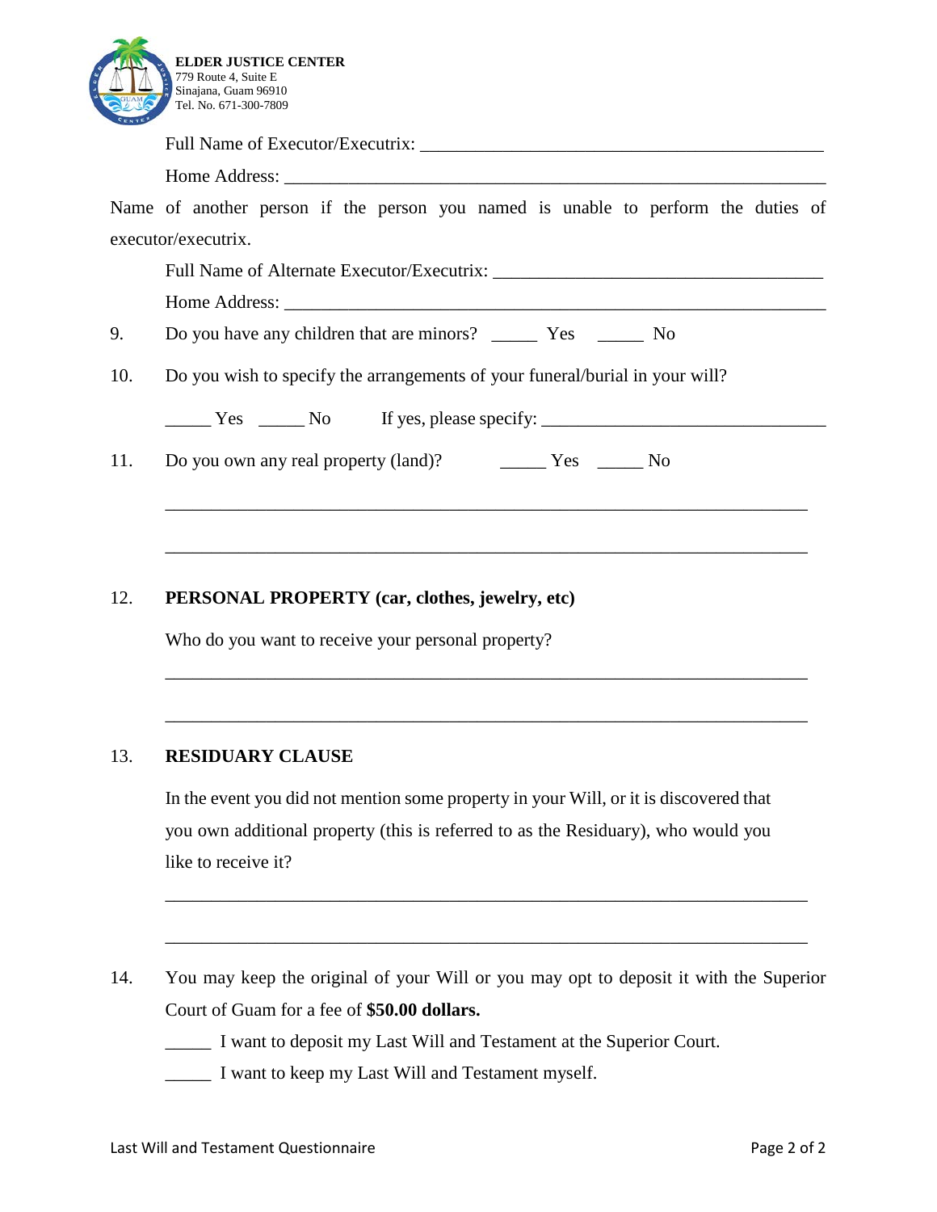**ELDER JUSTICE CENTER**
779 Route 4, Suite E
Sinajana, Guam 96910
Tel. No. 671-300-7809

Full Name of Executor/Executrix: ___________________________________________

Home Address: _________________________________________________________

Name of another person if the person you named is unable to perform the duties of executor/executrix.

Full Name of Alternate Executor/Executrix: _________________________________

Home Address: _________________________________________________________

9. Do you have any children that are minors? _____ Yes _____ No

10. Do you wish to specify the arrangements of your funeral/burial in your will?

_____ Yes _____ No If yes, please specify: _____________________________

11. Do you own any real property (land)? _____ Yes _____ No

_______________________________________________________________________

_______________________________________________________________________

12. **PERSONAL PROPERTY (car, clothes, jewelry, etc)**

Who do you want to receive your personal property?

_______________________________________________________________________

_______________________________________________________________________

13. **RESIDUARY CLAUSE**

In the event you did not mention some property in your Will, or it is discovered that you own additional property (this is referred to as the Residuary), who would you like to receive it?

_______________________________________________________________________

_______________________________________________________________________

14. You may keep the original of your Will or you may opt to deposit it with the Superior Court of Guam for a fee of **$50.00 dollars.**

_____ I want to deposit my Last Will and Testament at the Superior Court.

_____ I want to keep my Last Will and Testament myself.